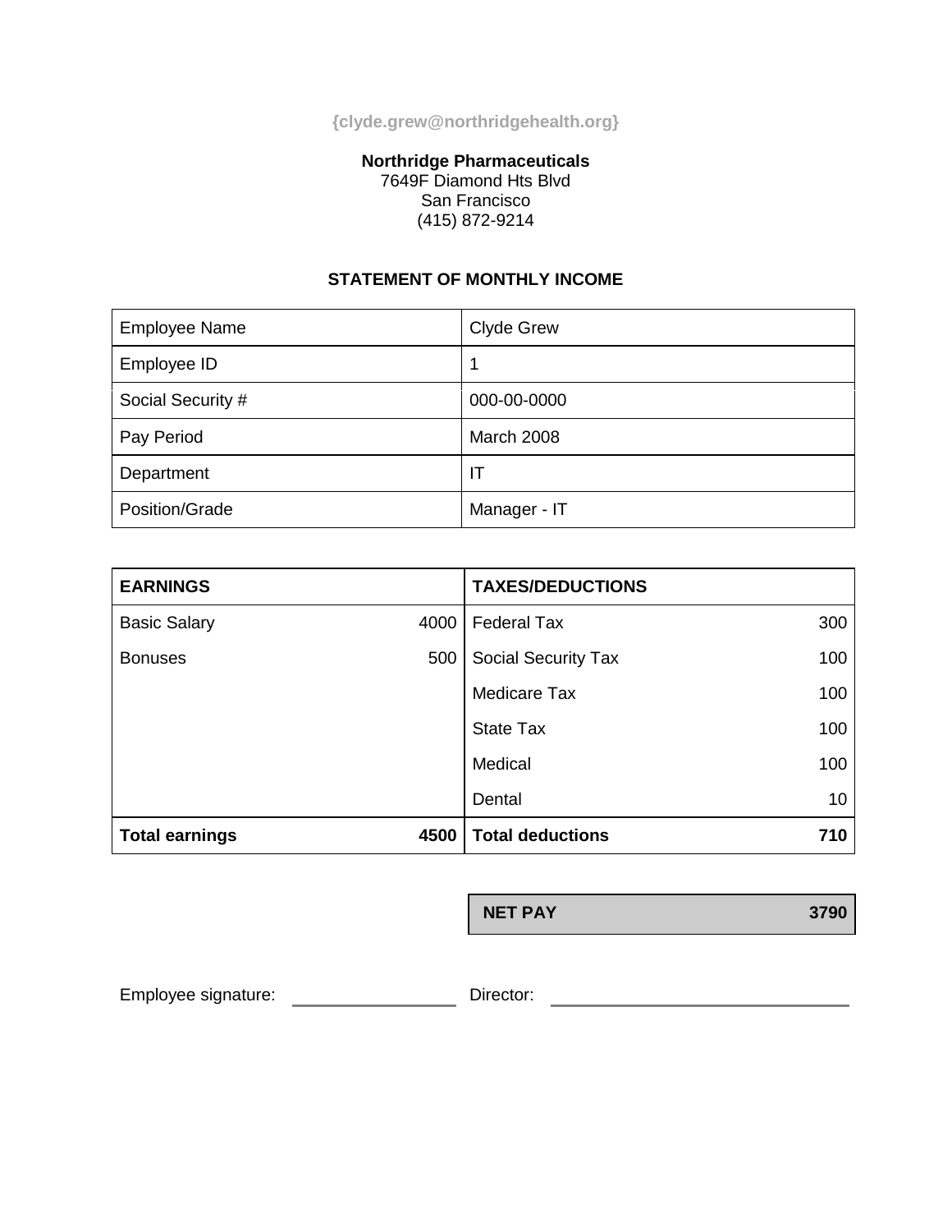{clyde.grew@northridgehealth.org}

**Northridge Pharmaceuticals**
7649F Diamond Hts Blvd
San Francisco
(415) 872-9214

## STATEMENT OF MONTHLY INCOME

| Employee Name | Clyde Grew |
|---|---|
| Employee ID | 1 |
| Social Security # | 000-00-0000 |
| Pay Period | March 2008 |
| Department | IT |
| Position/Grade | Manager - IT |

| **EARNINGS** | | **TAXES/DEDUCTIONS** | |
|---|---|---|---|
| Basic Salary | 4000 | Federal Tax | 300 |
| Bonuses | 500 | Social Security Tax | 100 |
| | | Medicare Tax | 100 |
| | | State Tax | 100 |
| | | Medical | 100 |
| | | Dental | 10 |
| **Total earnings** | **4500** | **Total deductions** | **710** |

| **NET PAY** | **3790** |
|---|---|

Employee signature: ____________________ Director: ____________________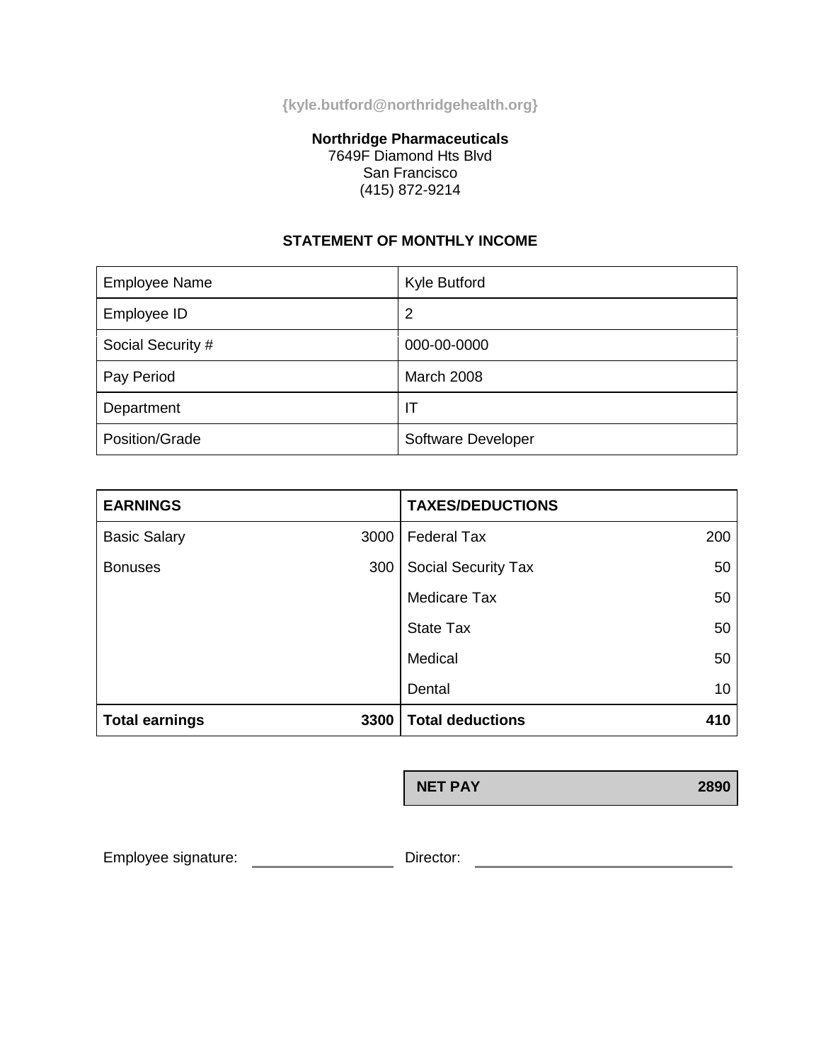{kyle.butford@northridgehealth.org}

**Northridge Pharmaceuticals**
7649F Diamond Hts Blvd
San Francisco
(415) 872-9214

## STATEMENT OF MONTHLY INCOME

| Employee Name | Kyle Butford |
|---|---|
| Employee ID | 2 |
| Social Security # | 000-00-0000 |
| Pay Period | March 2008 |
| Department | IT |
| Position/Grade | Software Developer |

| **EARNINGS** | | **TAXES/DEDUCTIONS** | |
|---|---|---|---|
| Basic Salary | 3000 | Federal Tax | 200 |
| Bonuses | 300 | Social Security Tax | 50 |
| | | Medicare Tax | 50 |
| | | State Tax | 50 |
| | | Medical | 50 |
| | | Dental | 10 |
| **Total earnings** | **3300** | **Total deductions** | **410** |

| **NET PAY** | **2890** |
|---|---|

Employee signature: ______________ Director: ______________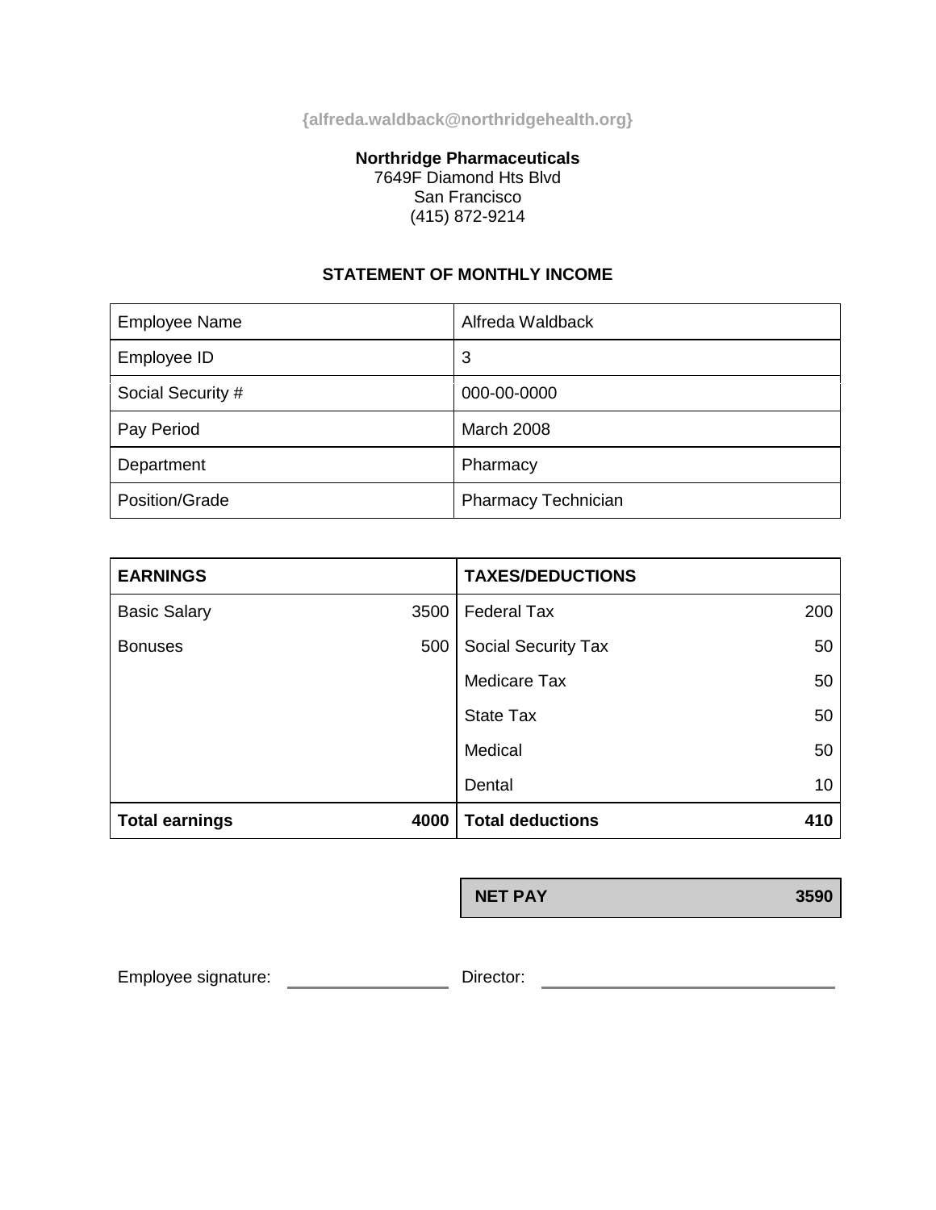{alfreda.waldback@northridgehealth.org}

**Northridge Pharmaceuticals**
7649F Diamond Hts Blvd
San Francisco
(415) 872-9214

## STATEMENT OF MONTHLY INCOME

| | |
|---|---|
| Employee Name | Alfreda Waldback |
| Employee ID | 3 |
| Social Security # | 000-00-0000 |
| Pay Period | March 2008 |
| Department | Pharmacy |
| Position/Grade | Pharmacy Technician |

| **EARNINGS** | | **TAXES/DEDUCTIONS** | |
|---|---|---|---|
| Basic Salary | 3500 | Federal Tax | 200 |
| Bonuses | 500 | Social Security Tax | 50 |
| | | Medicare Tax | 50 |
| | | State Tax | 50 |
| | | Medical | 50 |
| | | Dental | 10 |
| **Total earnings** | **4000** | **Total deductions** | **410** |

| | |
|---|---|
| **NET PAY** | **3590** |

Employee signature: ____________ Director: ____________